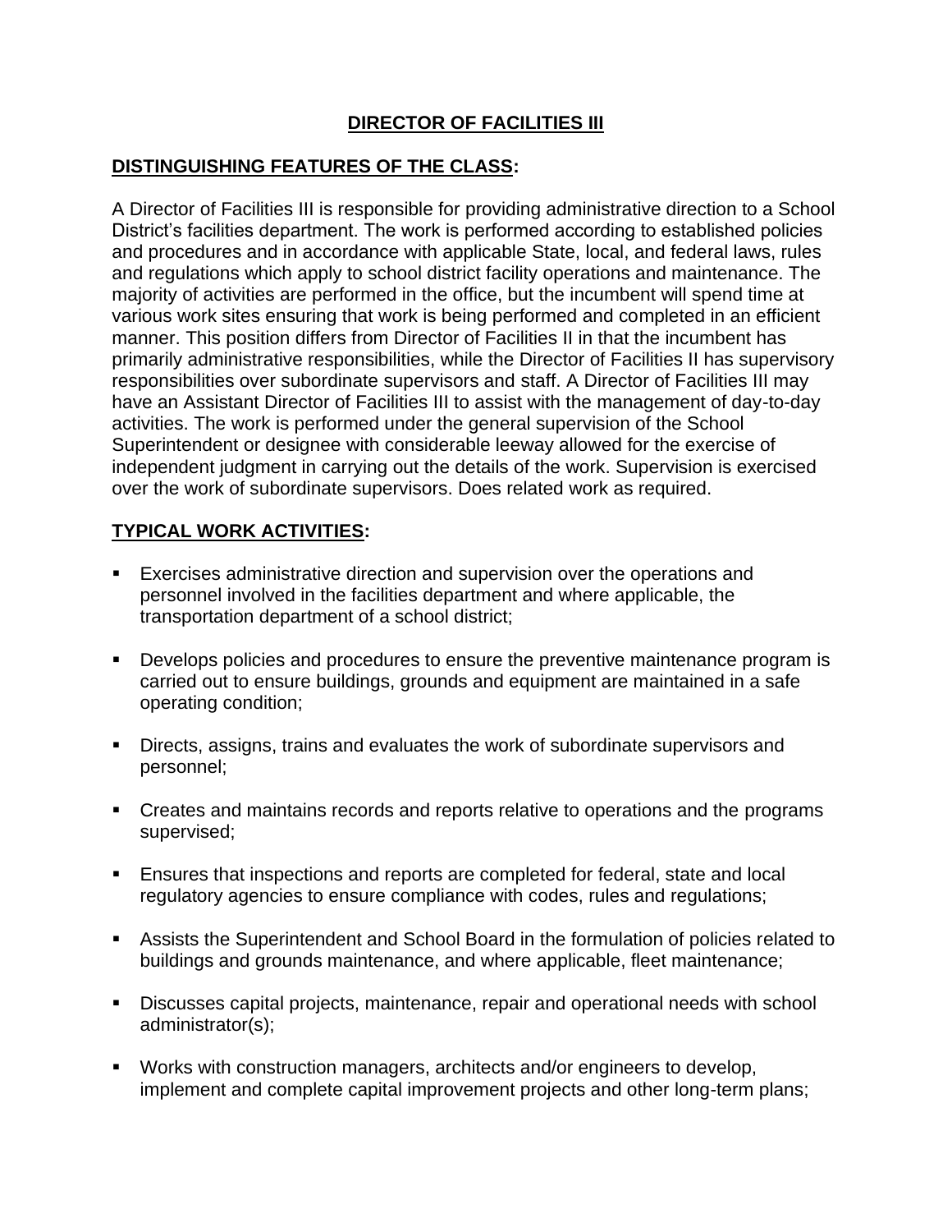# DIRECTOR OF FACILITIES III

## DISTINGUISHING FEATURES OF THE CLASS:

A Director of Facilities III is responsible for providing administrative direction to a School District's facilities department. The work is performed according to established policies and procedures and in accordance with applicable State, local, and federal laws, rules and regulations which apply to school district facility operations and maintenance. The majority of activities are performed in the office, but the incumbent will spend time at various work sites ensuring that work is being performed and completed in an efficient manner. This position differs from Director of Facilities II in that the incumbent has primarily administrative responsibilities, while the Director of Facilities II has supervisory responsibilities over subordinate supervisors and staff. A Director of Facilities III may have an Assistant Director of Facilities III to assist with the management of day-to-day activities. The work is performed under the general supervision of the School Superintendent or designee with considerable leeway allowed for the exercise of independent judgment in carrying out the details of the work. Supervision is exercised over the work of subordinate supervisors. Does related work as required.

## TYPICAL WORK ACTIVITIES:

- Exercises administrative direction and supervision over the operations and personnel involved in the facilities department and where applicable, the transportation department of a school district;
- Develops policies and procedures to ensure the preventive maintenance program is carried out to ensure buildings, grounds and equipment are maintained in a safe operating condition;
- Directs, assigns, trains and evaluates the work of subordinate supervisors and personnel;
- Creates and maintains records and reports relative to operations and the programs supervised;
- Ensures that inspections and reports are completed for federal, state and local regulatory agencies to ensure compliance with codes, rules and regulations;
- Assists the Superintendent and School Board in the formulation of policies related to buildings and grounds maintenance, and where applicable, fleet maintenance;
- Discusses capital projects, maintenance, repair and operational needs with school administrator(s);
- Works with construction managers, architects and/or engineers to develop, implement and complete capital improvement projects and other long-term plans;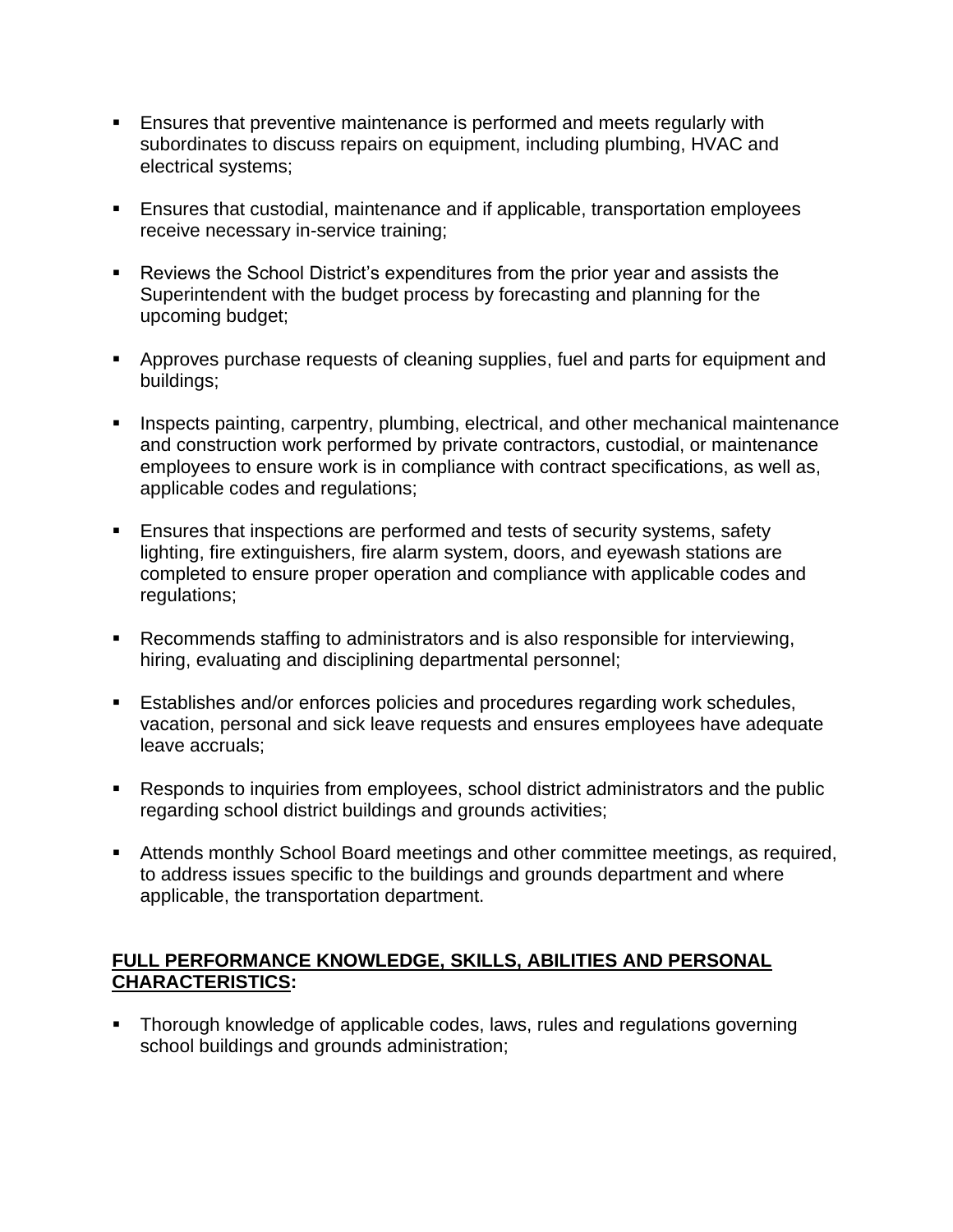- Ensures that preventive maintenance is performed and meets regularly with subordinates to discuss repairs on equipment, including plumbing, HVAC and electrical systems;

- Ensures that custodial, maintenance and if applicable, transportation employees receive necessary in-service training;

- Reviews the School District's expenditures from the prior year and assists the Superintendent with the budget process by forecasting and planning for the upcoming budget;

- Approves purchase requests of cleaning supplies, fuel and parts for equipment and buildings;

- Inspects painting, carpentry, plumbing, electrical, and other mechanical maintenance and construction work performed by private contractors, custodial, or maintenance employees to ensure work is in compliance with contract specifications, as well as, applicable codes and regulations;

- Ensures that inspections are performed and tests of security systems, safety lighting, fire extinguishers, fire alarm system, doors, and eyewash stations are completed to ensure proper operation and compliance with applicable codes and regulations;

- Recommends staffing to administrators and is also responsible for interviewing, hiring, evaluating and disciplining departmental personnel;

- Establishes and/or enforces policies and procedures regarding work schedules, vacation, personal and sick leave requests and ensures employees have adequate leave accruals;

- Responds to inquiries from employees, school district administrators and the public regarding school district buildings and grounds activities;

- Attends monthly School Board meetings and other committee meetings, as required, to address issues specific to the buildings and grounds department and where applicable, the transportation department.

**FULL PERFORMANCE KNOWLEDGE, SKILLS, ABILITIES AND PERSONAL CHARACTERISTICS:**

- Thorough knowledge of applicable codes, laws, rules and regulations governing school buildings and grounds administration;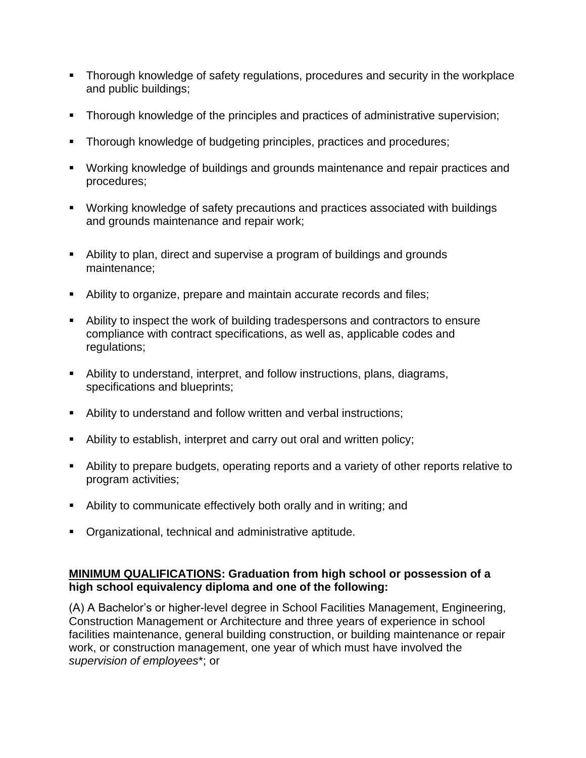- Thorough knowledge of safety regulations, procedures and security in the workplace and public buildings;
- Thorough knowledge of the principles and practices of administrative supervision;
- Thorough knowledge of budgeting principles, practices and procedures;
- Working knowledge of buildings and grounds maintenance and repair practices and procedures;
- Working knowledge of safety precautions and practices associated with buildings and grounds maintenance and repair work;
- Ability to plan, direct and supervise a program of buildings and grounds maintenance;
- Ability to organize, prepare and maintain accurate records and files;
- Ability to inspect the work of building tradespersons and contractors to ensure compliance with contract specifications, as well as, applicable codes and regulations;
- Ability to understand, interpret, and follow instructions, plans, diagrams, specifications and blueprints;
- Ability to understand and follow written and verbal instructions;
- Ability to establish, interpret and carry out oral and written policy;
- Ability to prepare budgets, operating reports and a variety of other reports relative to program activities;
- Ability to communicate effectively both orally and in writing; and
- Organizational, technical and administrative aptitude.

**MINIMUM QUALIFICATIONS: Graduation from high school or possession of a high school equivalency diploma and one of the following:**

(A) A Bachelor's or higher-level degree in School Facilities Management, Engineering, Construction Management or Architecture and three years of experience in school facilities maintenance, general building construction, or building maintenance or repair work, or construction management, one year of which must have involved the *supervision of employees**; or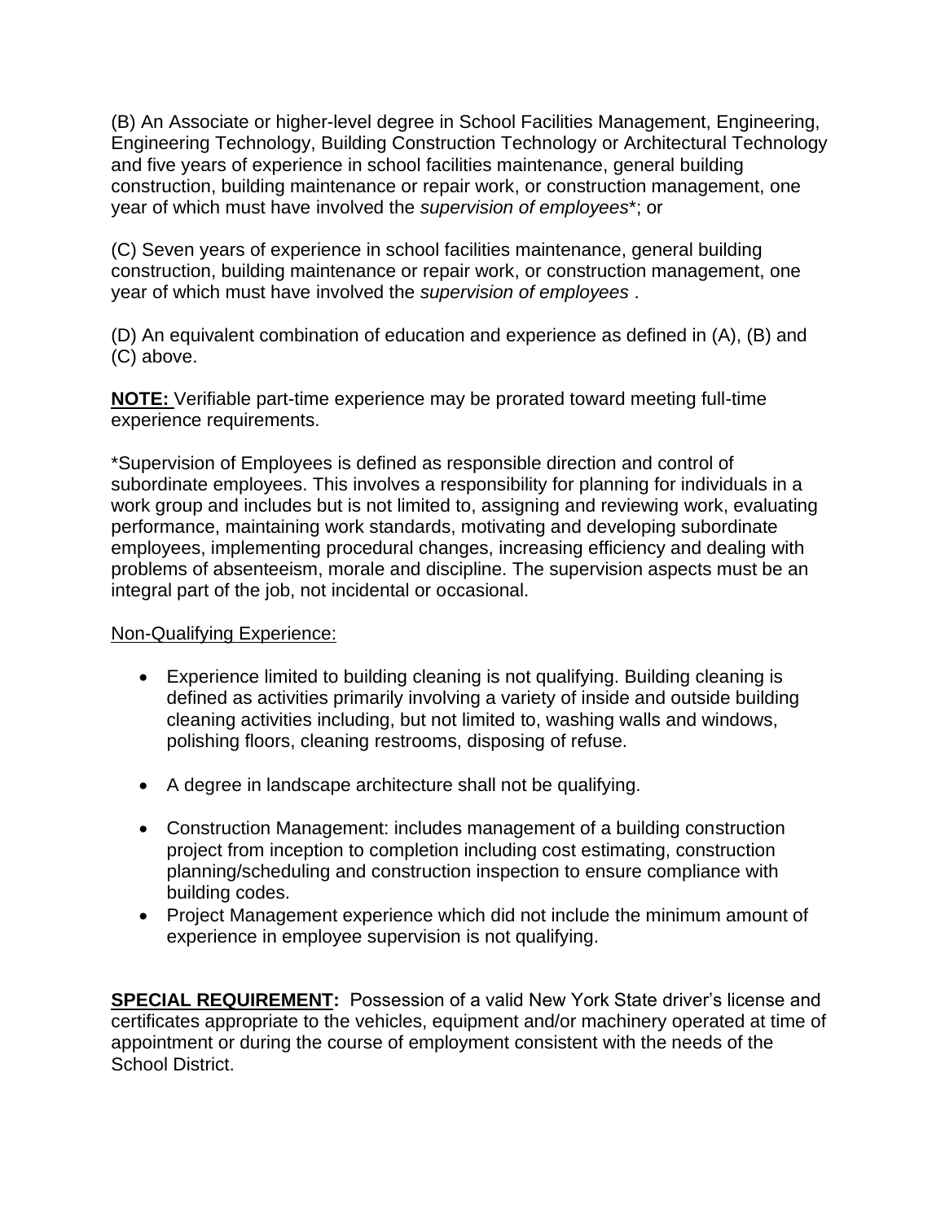(B) An Associate or higher-level degree in School Facilities Management, Engineering, Engineering Technology, Building Construction Technology or Architectural Technology and five years of experience in school facilities maintenance, general building construction, building maintenance or repair work, or construction management, one year of which must have involved the *supervision of employees*\*; or

(C) Seven years of experience in school facilities maintenance, general building construction, building maintenance or repair work, or construction management, one year of which must have involved the *supervision of employees* .

(D) An equivalent combination of education and experience as defined in (A), (B) and (C) above.

**NOTE:** Verifiable part-time experience may be prorated toward meeting full-time experience requirements.

\*Supervision of Employees is defined as responsible direction and control of subordinate employees. This involves a responsibility for planning for individuals in a work group and includes but is not limited to, assigning and reviewing work, evaluating performance, maintaining work standards, motivating and developing subordinate employees, implementing procedural changes, increasing efficiency and dealing with problems of absenteeism, morale and discipline. The supervision aspects must be an integral part of the job, not incidental or occasional.

<u>Non-Qualifying Experience:</u>

- Experience limited to building cleaning is not qualifying. Building cleaning is defined as activities primarily involving a variety of inside and outside building cleaning activities including, but not limited to, washing walls and windows, polishing floors, cleaning restrooms, disposing of refuse.

- A degree in landscape architecture shall not be qualifying.

- Construction Management: includes management of a building construction project from inception to completion including cost estimating, construction planning/scheduling and construction inspection to ensure compliance with building codes.
- Project Management experience which did not include the minimum amount of experience in employee supervision is not qualifying.

**SPECIAL REQUIREMENT:** Possession of a valid New York State driver's license and certificates appropriate to the vehicles, equipment and/or machinery operated at time of appointment or during the course of employment consistent with the needs of the School District.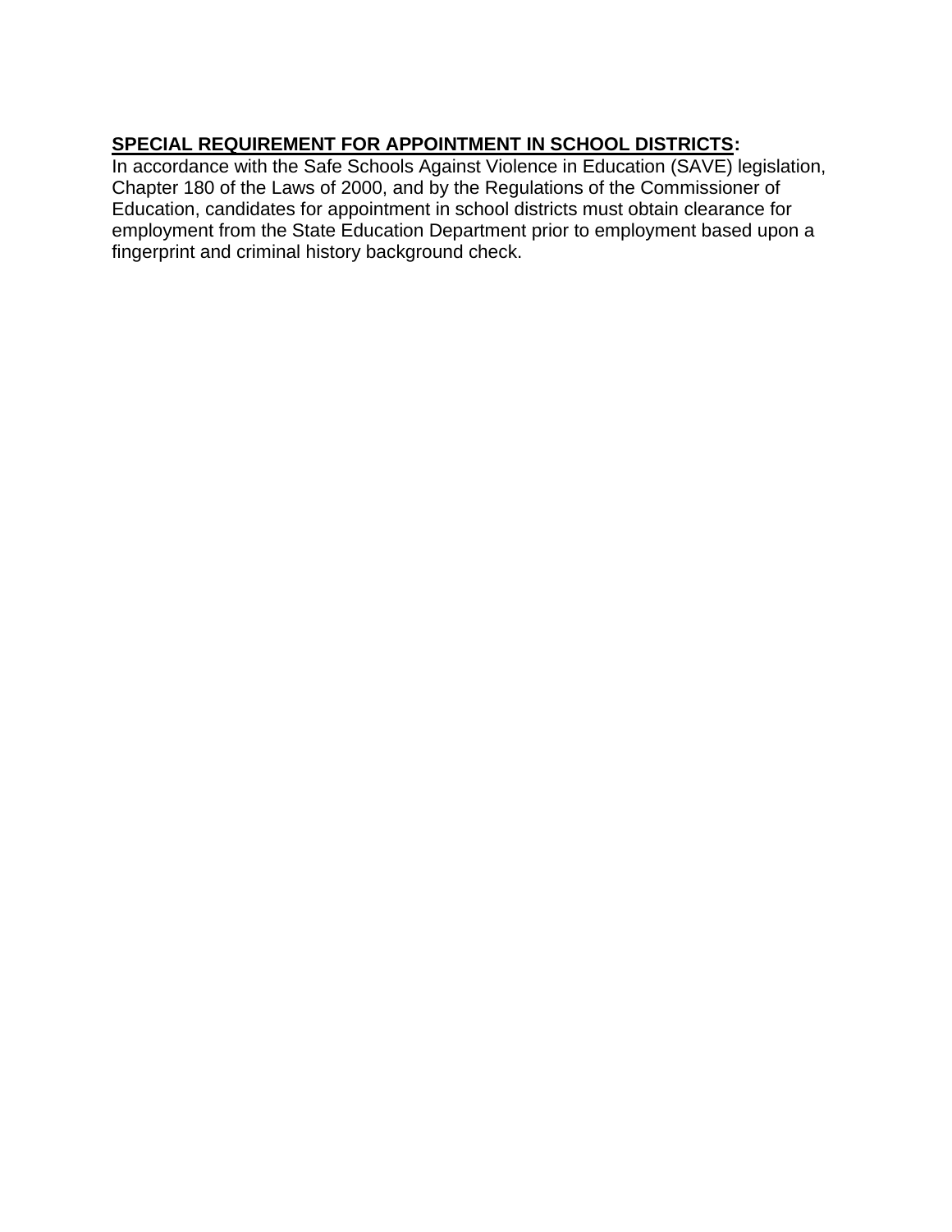**<u>SPECIAL REQUIREMENT FOR APPOINTMENT IN SCHOOL DISTRICTS</u>:**

In accordance with the Safe Schools Against Violence in Education (SAVE) legislation, Chapter 180 of the Laws of 2000, and by the Regulations of the Commissioner of Education, candidates for appointment in school districts must obtain clearance for employment from the State Education Department prior to employment based upon a fingerprint and criminal history background check.